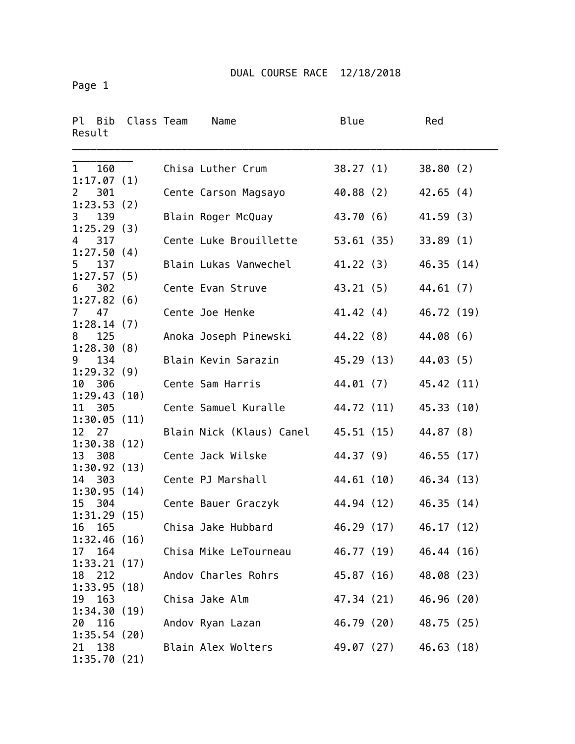# DUAL COURSE RACE 12/18/2018

| Pl | Bib | Class | Team | Name | Blue | Red | Result |
|---|---|---|---|---|---|---|---|
| 1 | 160 | | Chisa | Luther Crum | 38.27 (1) | 38.80 (2) | 1:17.07 (1) |
| 2 | 301 | | Cente | Carson Magsayo | 40.88 (2) | 42.65 (4) | 1:23.53 (2) |
| 3 | 139 | | Blain | Roger McQuay | 43.70 (6) | 41.59 (3) | 1:25.29 (3) |
| 4 | 317 | | Cente | Luke Brouillette | 53.61 (35) | 33.89 (1) | 1:27.50 (4) |
| 5 | 137 | | Blain | Lukas Vanwechel | 41.22 (3) | 46.35 (14) | 1:27.57 (5) |
| 6 | 302 | | Cente | Evan Struve | 43.21 (5) | 44.61 (7) | 1:27.82 (6) |
| 7 | 47 | | Cente | Joe Henke | 41.42 (4) | 46.72 (19) | 1:28.14 (7) |
| 8 | 125 | | Anoka | Joseph Pinewski | 44.22 (8) | 44.08 (6) | 1:28.30 (8) |
| 9 | 134 | | Blain | Kevin Sarazin | 45.29 (13) | 44.03 (5) | 1:29.32 (9) |
| 10 | 306 | | Cente | Sam Harris | 44.01 (7) | 45.42 (11) | 1:29.43 (10) |
| 11 | 305 | | Cente | Samuel Kuralle | 44.72 (11) | 45.33 (10) | 1:30.05 (11) |
| 12 | 27 | | Blain | Nick (Klaus) Canel | 45.51 (15) | 44.87 (8) | 1:30.38 (12) |
| 13 | 308 | | Cente | Jack Wilske | 44.37 (9) | 46.55 (17) | 1:30.92 (13) |
| 14 | 303 | | Cente | PJ Marshall | 44.61 (10) | 46.34 (13) | 1:30.95 (14) |
| 15 | 304 | | Cente | Bauer Graczyk | 44.94 (12) | 46.35 (14) | 1:31.29 (15) |
| 16 | 165 | | Chisa | Jake Hubbard | 46.29 (17) | 46.17 (12) | 1:32.46 (16) |
| 17 | 164 | | Chisa | Mike LeTourneau | 46.77 (19) | 46.44 (16) | 1:33.21 (17) |
| 18 | 212 | | Andov | Charles Rohrs | 45.87 (16) | 48.08 (23) | 1:33.95 (18) |
| 19 | 163 | | Chisa | Jake Alm | 47.34 (21) | 46.96 (20) | 1:34.30 (19) |
| 20 | 116 | | Andov | Ryan Lazan | 46.79 (20) | 48.75 (25) | 1:35.54 (20) |
| 21 | 138 | | Blain | Alex Wolters | 49.07 (27) | 46.63 (18) | 1:35.70 (21) |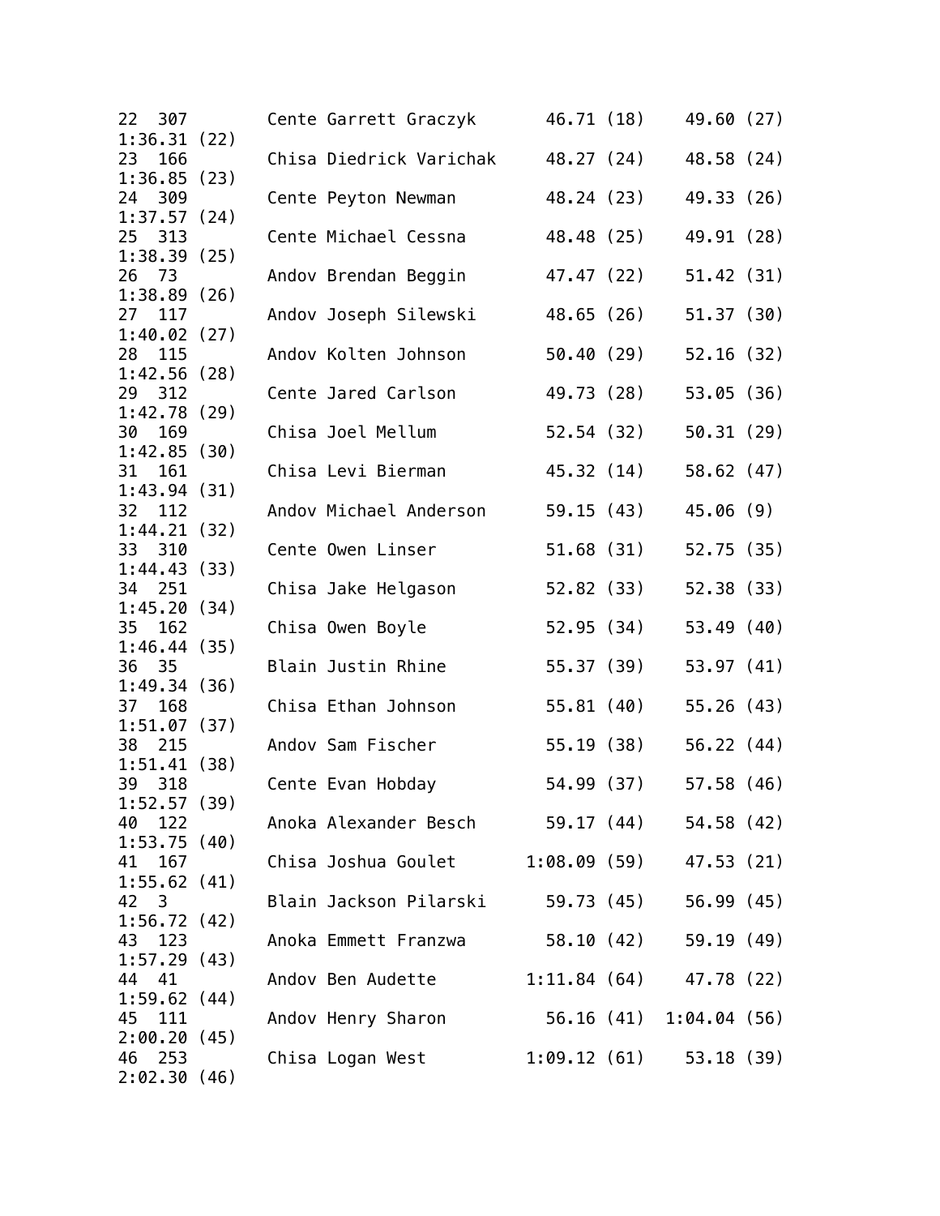```
22  307         Cente Garrett Graczyk       46.71 (18)    49.60 (27)
1:36.31 (22)
23  166         Chisa Diedrick Varichak     48.27 (24)    48.58 (24)
1:36.85 (23)
24  309         Cente Peyton Newman         48.24 (23)    49.33 (26)
1:37.57 (24)
25  313         Cente Michael Cessna        48.48 (25)    49.91 (28)
1:38.39 (25)
26  73          Andov Brendan Beggin        47.47 (22)    51.42 (31)
1:38.89 (26)
27  117         Andov Joseph Silewski       48.65 (26)    51.37 (30)
1:40.02 (27)
28  115         Andov Kolten Johnson        50.40 (29)    52.16 (32)
1:42.56 (28)
29  312         Cente Jared Carlson         49.73 (28)    53.05 (36)
1:42.78 (29)
30  169         Chisa Joel Mellum           52.54 (32)    50.31 (29)
1:42.85 (30)
31  161         Chisa Levi Bierman          45.32 (14)    58.62 (47)
1:43.94 (31)
32  112         Andov Michael Anderson      59.15 (43)    45.06 (9)
1:44.21 (32)
33  310         Cente Owen Linser           51.68 (31)    52.75 (35)
1:44.43 (33)
34  251         Chisa Jake Helgason         52.82 (33)    52.38 (33)
1:45.20 (34)
35  162         Chisa Owen Boyle            52.95 (34)    53.49 (40)
1:46.44 (35)
36  35          Blain Justin Rhine          55.37 (39)    53.97 (41)
1:49.34 (36)
37  168         Chisa Ethan Johnson         55.81 (40)    55.26 (43)
1:51.07 (37)
38  215         Andov Sam Fischer           55.19 (38)    56.22 (44)
1:51.41 (38)
39  318         Cente Evan Hobday           54.99 (37)    57.58 (46)
1:52.57 (39)
40  122         Anoka Alexander Besch       59.17 (44)    54.58 (42)
1:53.75 (40)
41  167         Chisa Joshua Goulet       1:08.09 (59)    47.53 (21)
1:55.62 (41)
42  3           Blain Jackson Pilarski      59.73 (45)    56.99 (45)
1:56.72 (42)
43  123         Anoka Emmett Franzwa        58.10 (42)    59.19 (49)
1:57.29 (43)
44  41          Andov Ben Audette         1:11.84 (64)    47.78 (22)
1:59.62 (44)
45  111         Andov Henry Sharon          56.16 (41)  1:04.04 (56)
2:00.20 (45)
46  253         Chisa Logan West          1:09.12 (61)    53.18 (39)
2:02.30 (46)
```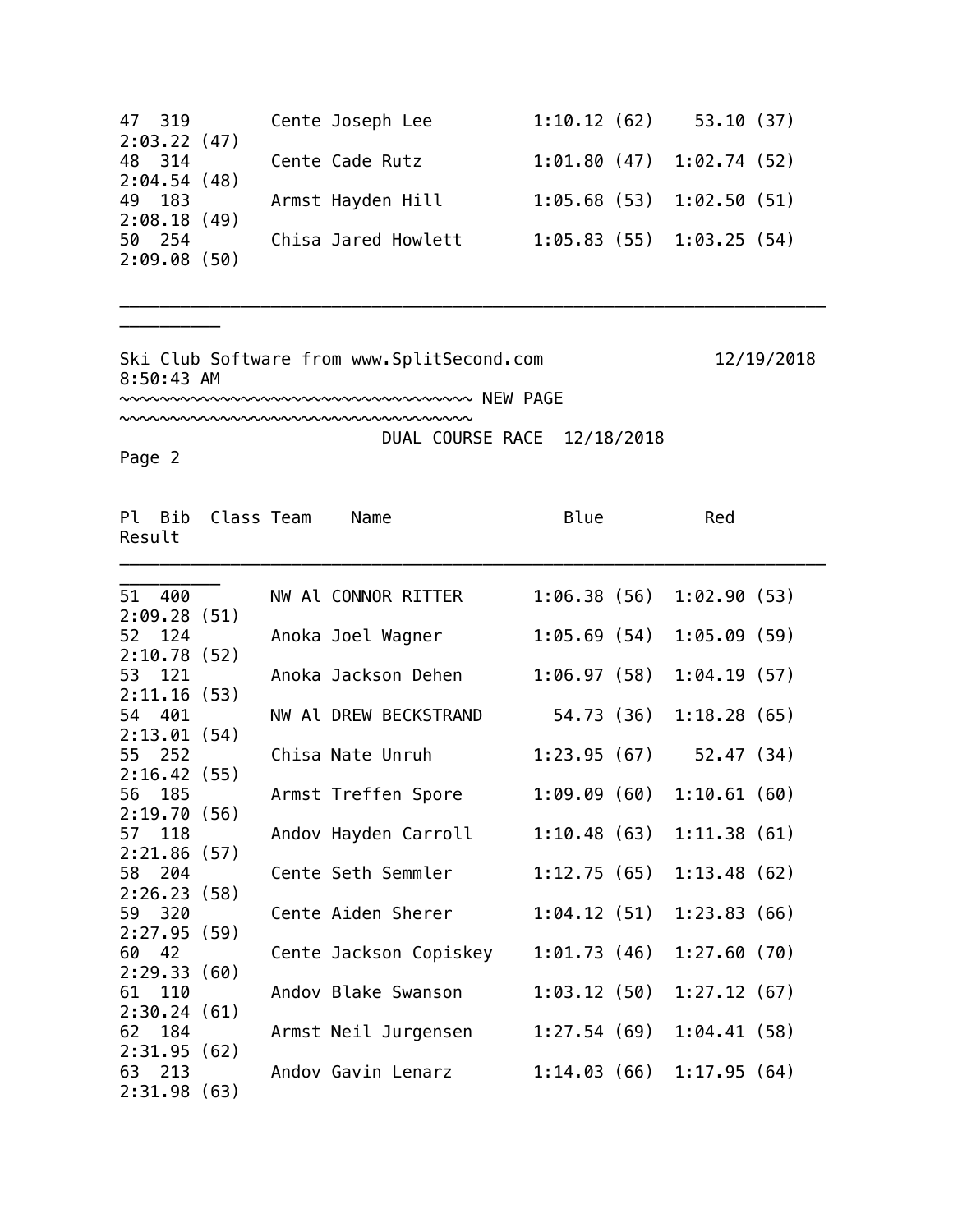| Pl | Bib | Class | Team | Name | Blue | Red | Result |
|---|---|---|---|---|---|---|---|
| 47 | 319 | | Cente | Joseph Lee | 1:10.12 (62) | 53.10 (37) | 2:03.22 (47) |
| 48 | 314 | | Cente | Cade Rutz | 1:01.80 (47) | 1:02.74 (52) | 2:04.54 (48) |
| 49 | 183 | | Armst | Hayden Hill | 1:05.68 (53) | 1:02.50 (51) | 2:08.18 (49) |
| 50 | 254 | | Chisa | Jared Howlett | 1:05.83 (55) | 1:03.25 (54) | 2:09.08 (50) |

Ski Club Software from www.SplitSecond.com 12/19/2018 8:50:43 AM

~~~~~~~~~~~~~~~~~~~~~~~~~~~~~~~~~~~~ NEW PAGE ~~~~~~~~~~~~~~~~~~~~~~~~~~~~~~~~~~~~

DUAL COURSE RACE 12/18/2018

Page 2

| Pl | Bib | Class | Team | Name | Blue | Red | Result |
|---|---|---|---|---|---|---|---|
| 51 | 400 | | NW Al | CONNOR RITTER | 1:06.38 (56) | 1:02.90 (53) | 2:09.28 (51) |
| 52 | 124 | | Anoka | Joel Wagner | 1:05.69 (54) | 1:05.09 (59) | 2:10.78 (52) |
| 53 | 121 | | Anoka | Jackson Dehen | 1:06.97 (58) | 1:04.19 (57) | 2:11.16 (53) |
| 54 | 401 | | NW Al | DREW BECKSTRAND | 54.73 (36) | 1:18.28 (65) | 2:13.01 (54) |
| 55 | 252 | | Chisa | Nate Unruh | 1:23.95 (67) | 52.47 (34) | 2:16.42 (55) |
| 56 | 185 | | Armst | Treffen Spore | 1:09.09 (60) | 1:10.61 (60) | 2:19.70 (56) |
| 57 | 118 | | Andov | Hayden Carroll | 1:10.48 (63) | 1:11.38 (61) | 2:21.86 (57) |
| 58 | 204 | | Cente | Seth Semmler | 1:12.75 (65) | 1:13.48 (62) | 2:26.23 (58) |
| 59 | 320 | | Cente | Aiden Sherer | 1:04.12 (51) | 1:23.83 (66) | 2:27.95 (59) |
| 60 | 42 | | Cente | Jackson Copiskey | 1:01.73 (46) | 1:27.60 (70) | 2:29.33 (60) |
| 61 | 110 | | Andov | Blake Swanson | 1:03.12 (50) | 1:27.12 (67) | 2:30.24 (61) |
| 62 | 184 | | Armst | Neil Jurgensen | 1:27.54 (69) | 1:04.41 (58) | 2:31.95 (62) |
| 63 | 213 | | Andov | Gavin Lenarz | 1:14.03 (66) | 1:17.95 (64) | 2:31.98 (63) |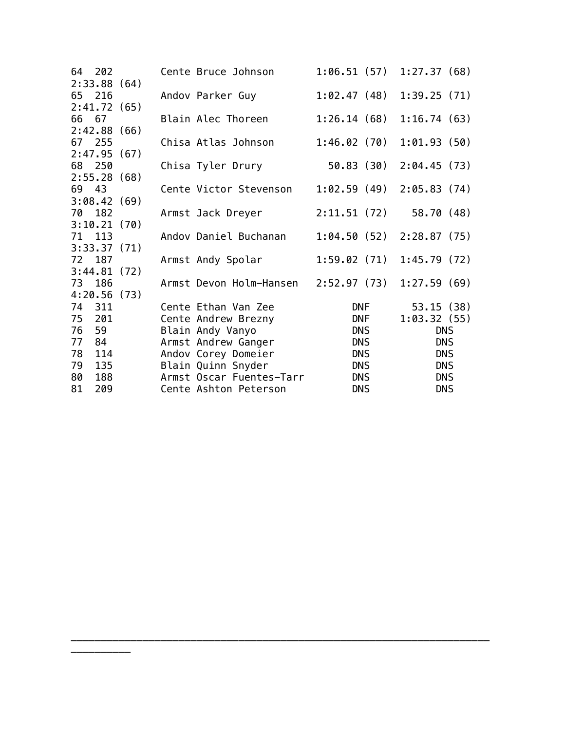```
64  202        Cente Bruce Johnson       1:06.51 (57)  1:27.37 (68)
2:33.88 (64)
65  216        Andov Parker Guy          1:02.47 (48)  1:39.25 (71)
2:41.72 (65)
66  67         Blain Alec Thoreen        1:26.14 (68)  1:16.74 (63)
2:42.88 (66)
67  255        Chisa Atlas Johnson       1:46.02 (70)  1:01.93 (50)
2:47.95 (67)
68  250        Chisa Tyler Drury           50.83 (30)  2:04.45 (73)
2:55.28 (68)
69  43         Cente Victor Stevenson    1:02.59 (49)  2:05.83 (74)
3:08.42 (69)
70  182        Armst Jack Dreyer         2:11.51 (72)    58.70 (48)
3:10.21 (70)
71  113        Andov Daniel Buchanan     1:04.50 (52)  2:28.87 (75)
3:33.37 (71)
72  187        Armst Andy Spolar         1:59.02 (71)  1:45.79 (72)
3:44.81 (72)
73  186        Armst Devon Holm-Hansen   2:52.97 (73)  1:27.59 (69)
4:20.56 (73)
74  311        Cente Ethan Van Zee             DNF        53.15 (38)
75  201        Cente Andrew Brezny             DNF      1:03.32 (55)
76  59         Blain Andy Vanyo                DNS           DNS
77  84         Armst Andrew Ganger             DNS           DNS
78  114        Andov Corey Domeier             DNS           DNS
79  135        Blain Quinn Snyder              DNS           DNS
80  188        Armst Oscar Fuentes-Tarr        DNS           DNS
81  209        Cente Ashton Peterson           DNS           DNS
```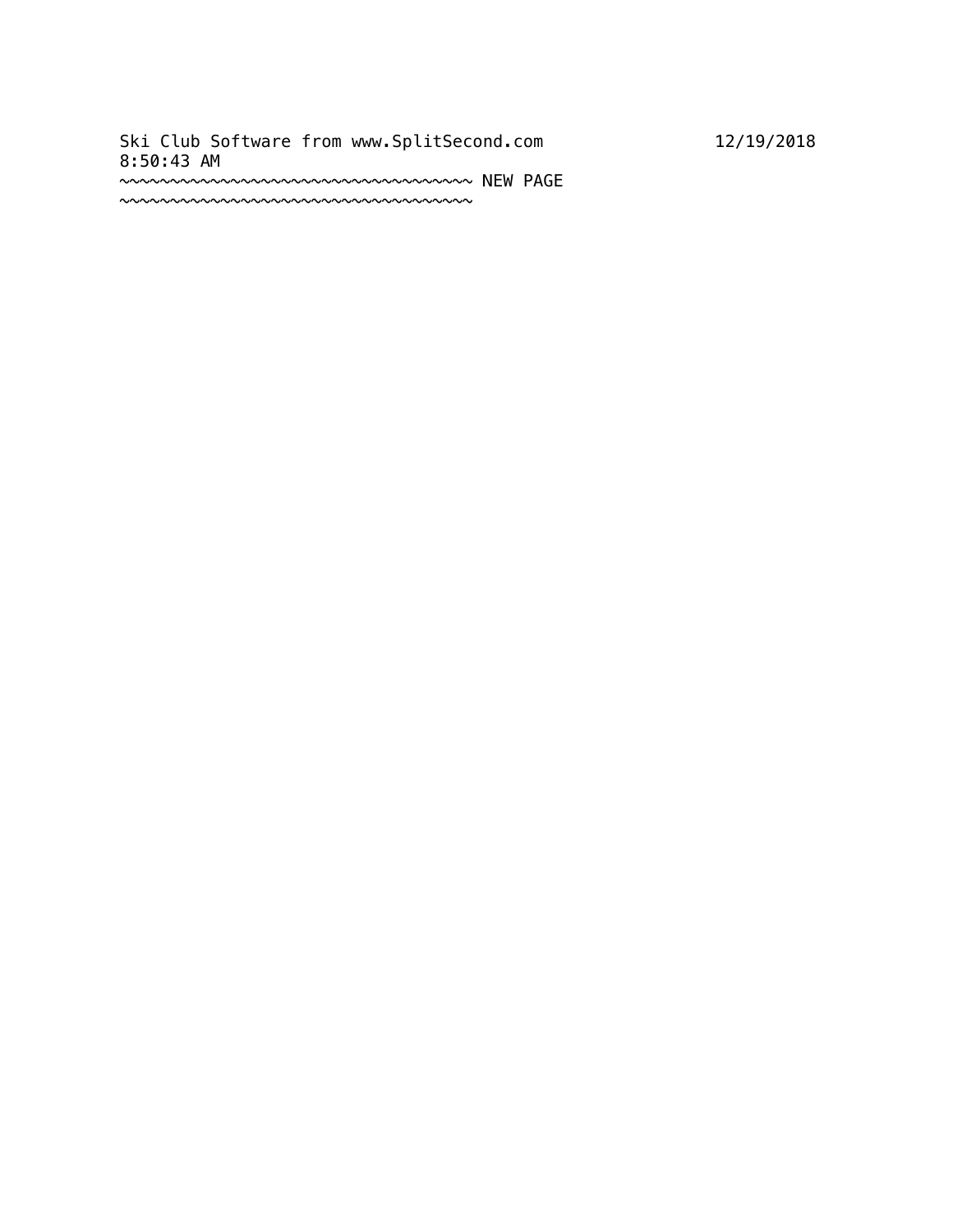Ski Club Software from www.SplitSecond.com 12/19/2018 8:50:43 AM

~~~~~~~~~~~~~~~~~~~~~~~~~~~~~~~~~~~~~~~~ NEW PAGE ~~~~~~~~~~~~~~~~~~~~~~~~~~~~~~~~~~~~~~~~